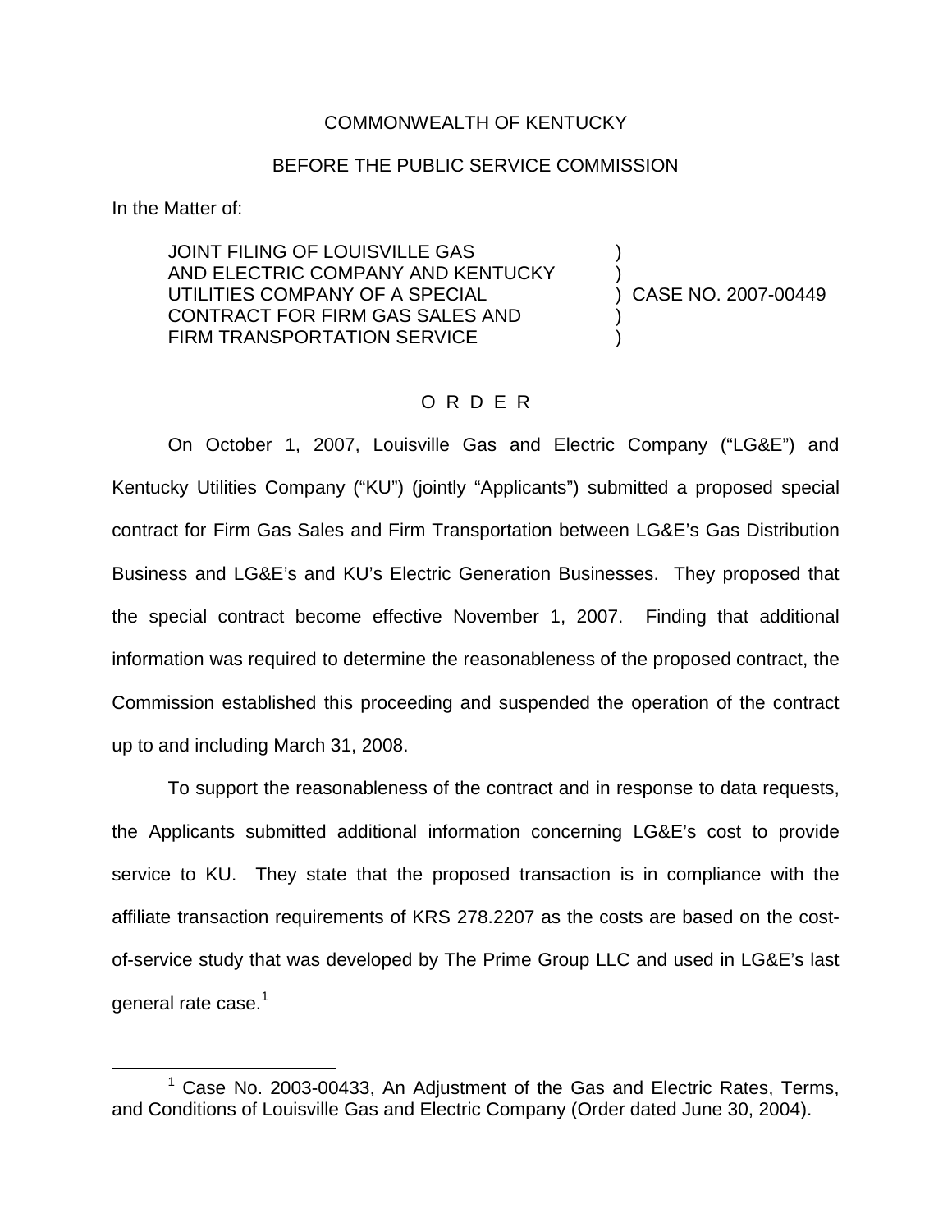COMMONWEALTH OF KENTUCKY

BEFORE THE PUBLIC SERVICE COMMISSION

In the Matter of:

| | | |
|---|---|---|
| JOINT FILING OF LOUISVILLE GAS AND ELECTRIC COMPANY AND KENTUCKY UTILITIES COMPANY OF A SPECIAL CONTRACT FOR FIRM GAS SALES AND FIRM TRANSPORTATION SERVICE | ) | CASE NO. 2007-00449 |

## O R D E R

On October 1, 2007, Louisville Gas and Electric Company ("LG&E") and Kentucky Utilities Company ("KU") (jointly "Applicants") submitted a proposed special contract for Firm Gas Sales and Firm Transportation between LG&E's Gas Distribution Business and LG&E's and KU's Electric Generation Businesses. They proposed that the special contract become effective November 1, 2007. Finding that additional information was required to determine the reasonableness of the proposed contract, the Commission established this proceeding and suspended the operation of the contract up to and including March 31, 2008.

To support the reasonableness of the contract and in response to data requests, the Applicants submitted additional information concerning LG&E's cost to provide service to KU. They state that the proposed transaction is in compliance with the affiliate transaction requirements of KRS 278.2207 as the costs are based on the cost-of-service study that was developed by The Prime Group LLC and used in LG&E's last general rate case.[1]

[1] Case No. 2003-00433, An Adjustment of the Gas and Electric Rates, Terms, and Conditions of Louisville Gas and Electric Company (Order dated June 30, 2004).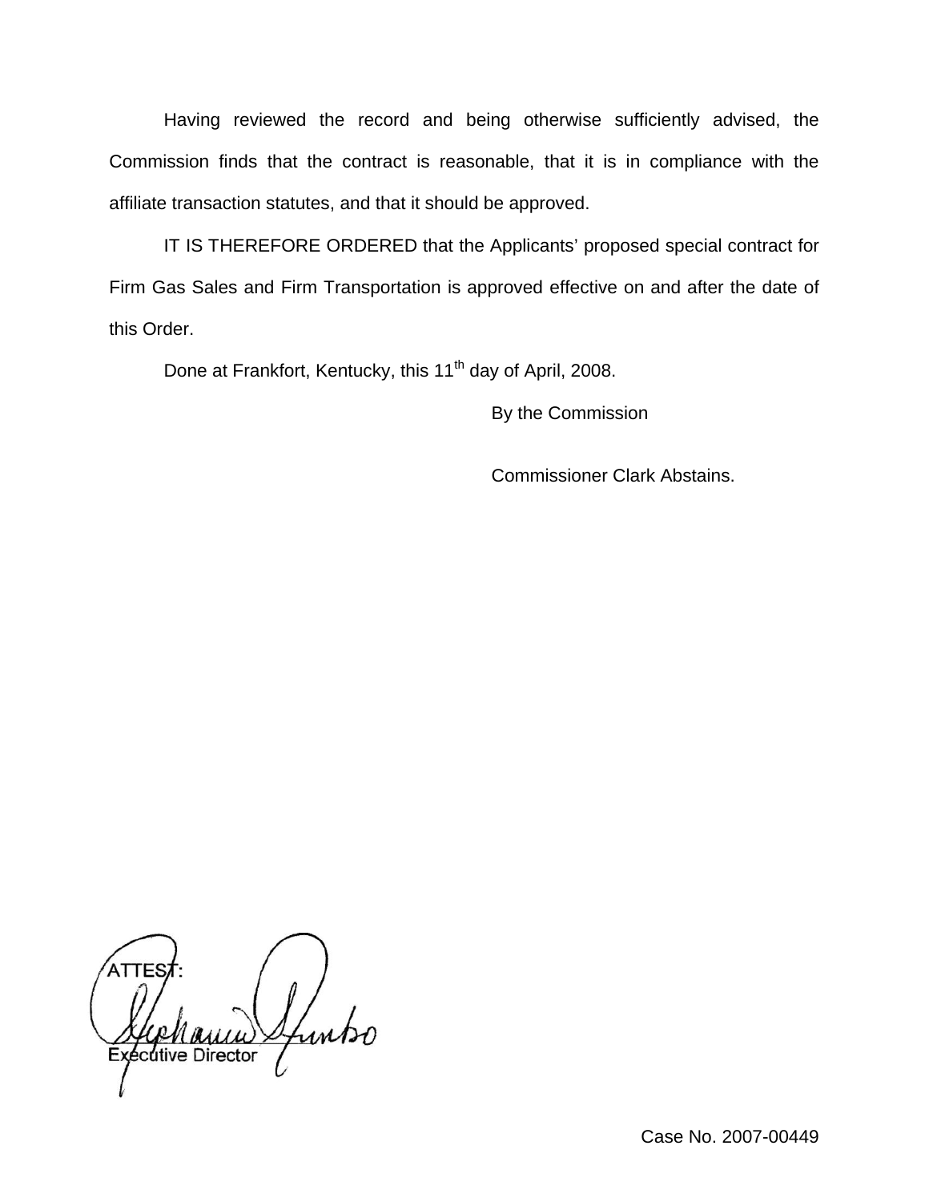Having reviewed the record and being otherwise sufficiently advised, the Commission finds that the contract is reasonable, that it is in compliance with the affiliate transaction statutes, and that it should be approved.

IT IS THEREFORE ORDERED that the Applicants' proposed special contract for Firm Gas Sales and Firm Transportation is approved effective on and after the date of this Order.

Done at Frankfort, Kentucky, this 11th day of April, 2008.

By the Commission

Commissioner Clark Abstains.

ATTEST:

Executive Director

Case No. 2007-00449